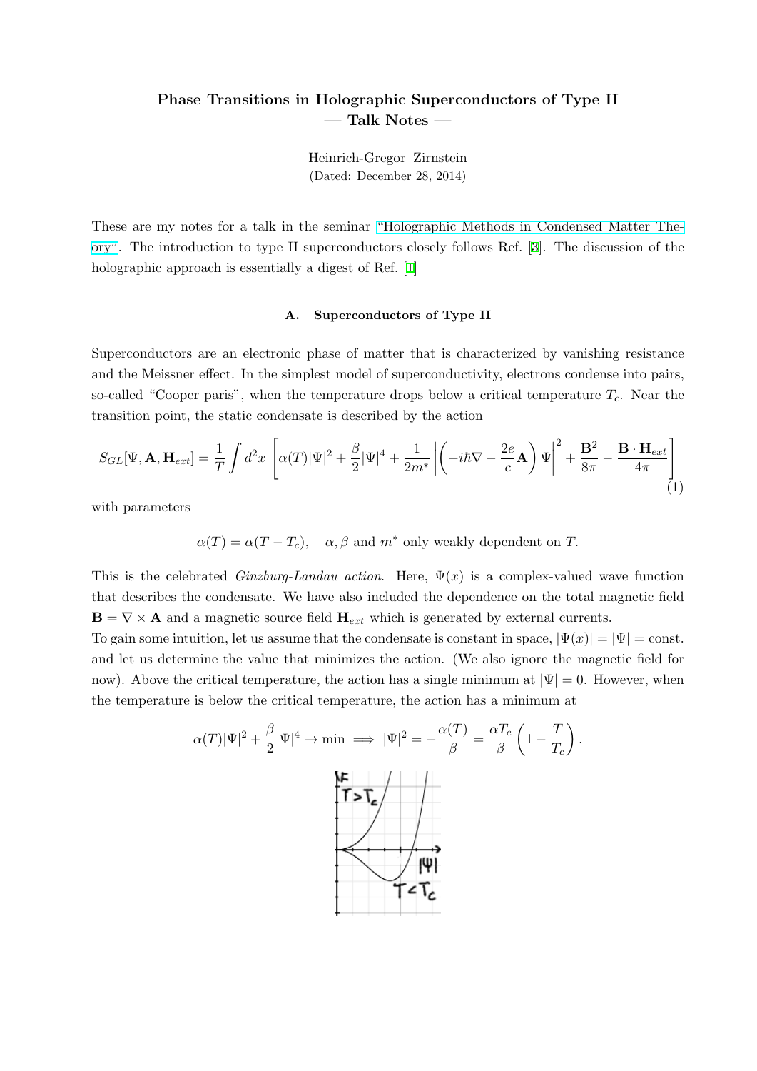# Phase Transitions in Holographic Superconductors of Type II
## — Talk Notes —

Heinrich-Gregor Zirnstein
(Dated: December 28, 2014)

These are my notes for a talk in the seminar "Holographic Methods in Condensed Matter Theory". The introduction to type II superconductors closely follows Ref. [3]. The discussion of the holographic approach is essentially a digest of Ref. [1]

### A. Superconductors of Type II

Superconductors are an electronic phase of matter that is characterized by vanishing resistance and the Meissner effect. In the simplest model of superconductivity, electrons condense into pairs, so-called "Cooper paris", when the temperature drops below a critical temperature $T_c$. Near the transition point, the static condensate is described by the action

$$S_{GL}[\Psi, \mathbf{A}, \mathbf{H}_{ext}] = \frac{1}{T} \int d^2x \left[ \alpha(T)|\Psi|^2 + \frac{\beta}{2}|\Psi|^4 + \frac{1}{2m^*} \left| \left( -i\hbar\nabla - \frac{2e}{c}\mathbf{A} \right) \Psi \right|^2 + \frac{\mathbf{B}^2}{8\pi} - \frac{\mathbf{B} \cdot \mathbf{H}_{ext}}{4\pi} \right] \tag{1}$$

with parameters

$$\alpha(T) = \alpha(T - T_c), \quad \alpha, \beta \text{ and } m^* \text{ only weakly dependent on } T.$$

This is the celebrated *Ginzburg-Landau action*. Here, $\Psi(x)$ is a complex-valued wave function that describes the condensate. We have also included the dependence on the total magnetic field $\mathbf{B} = \nabla \times \mathbf{A}$ and a magnetic source field $\mathbf{H}_{ext}$ which is generated by external currents.
To gain some intuition, let us assume that the condensate is constant in space, $|\Psi(x)| = |\Psi| = \text{const.}$ and let us determine the value that minimizes the action. (We also ignore the magnetic field for now). Above the critical temperature, the action has a single minimum at $|\Psi| = 0$. However, when the temperature is below the critical temperature, the action has a minimum at

$$\alpha(T)|\Psi|^2 + \frac{\beta}{2}|\Psi|^4 \to \min \implies |\Psi|^2 = -\frac{\alpha(T)}{\beta} = \frac{\alpha T_c}{\beta}\left(1 - \frac{T}{T_c}\right).$$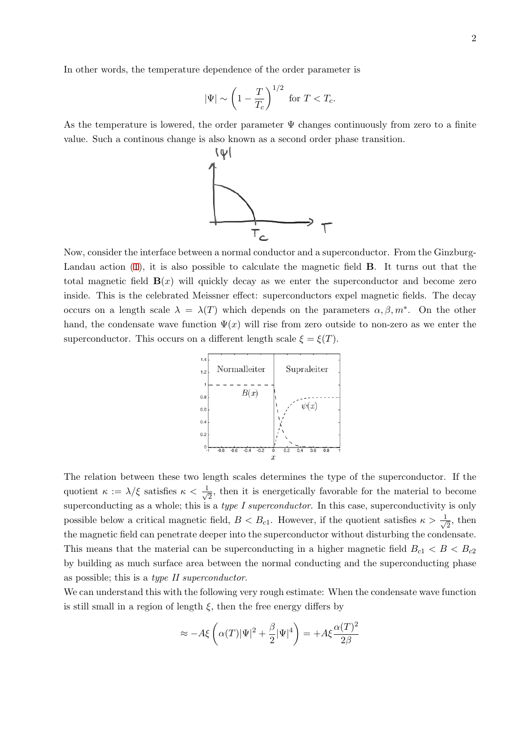In other words, the temperature dependence of the order parameter is

$$|\Psi| \sim \left(1 - \frac{T}{T_c}\right)^{1/2} \text{ for } T < T_c.$$

As the temperature is lowered, the order parameter $\Psi$ changes continuously from zero to a finite value. Such a continous change is also known as a second order phase transition.

Now, consider the interface between a normal conductor and a superconductor. From the Ginzburg-Landau action (1), it is also possible to calculate the magnetic field $\mathbf{B}$. It turns out that the total magnetic field $\mathbf{B}(x)$ will quickly decay as we enter the superconductor and become zero inside. This is the celebrated Meissner effect: superconductors expel magnetic fields. The decay occurs on a length scale $\lambda = \lambda(T)$ which depends on the parameters $\alpha, \beta, m^*$. On the other hand, the condensate wave function $\Psi(x)$ will rise from zero outside to non-zero as we enter the superconductor. This occurs on a different length scale $\xi = \xi(T)$.

The relation between these two length scales determines the type of the superconductor. If the quotient $\kappa := \lambda/\xi$ satisfies $\kappa < \frac{1}{\sqrt{2}}$, then it is energetically favorable for the material to become superconducting as a whole; this is a *type I superconductor*. In this case, superconductivity is only possible below a critical magnetic field, $B < B_{c1}$. However, if the quotient satisfies $\kappa > \frac{1}{\sqrt{2}}$, then the magnetic field can penetrate deeper into the superconductor without disturbing the condensate. This means that the material can be superconducting in a higher magnetic field $B_{c1} < B < B_{c2}$ by building as much surface area between the normal conducting and the superconducting phase as possible; this is a *type II superconductor*.

We can understand this with the following very rough estimate: When the condensate wave function is still small in a region of length $\xi$, then the free energy differs by

$$\approx -A\xi\left(\alpha(T)|\Psi|^2 + \frac{\beta}{2}|\Psi|^4\right) = +A\xi\frac{\alpha(T)^2}{2\beta}$$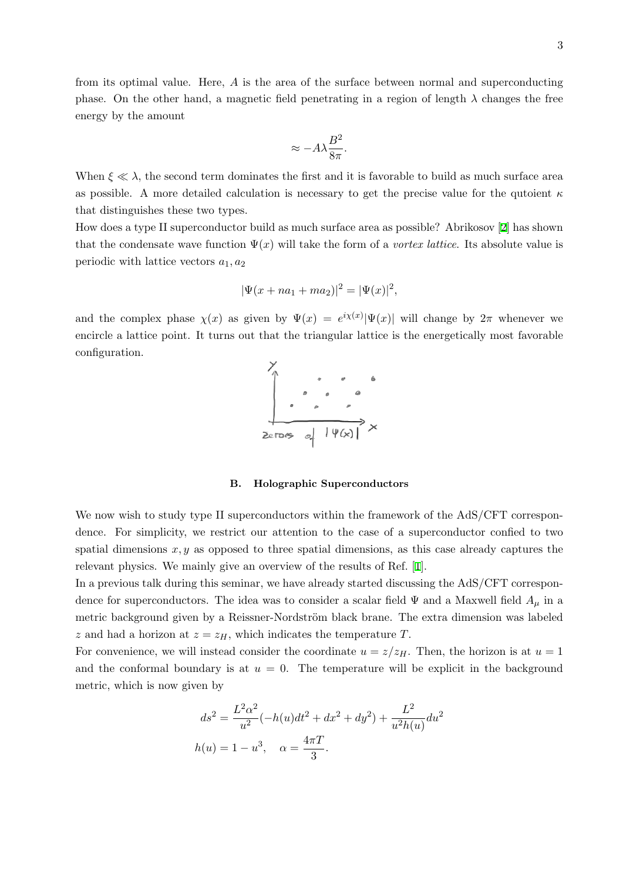from its optimal value. Here, $A$ is the area of the surface between normal and superconducting phase. On the other hand, a magnetic field penetrating in a region of length $\lambda$ changes the free energy by the amount

$$\approx -A\lambda \frac{B^2}{8\pi}.$$

When $\xi \ll \lambda$, the second term dominates the first and it is favorable to build as much surface area as possible. A more detailed calculation is necessary to get the precise value for the qutoient $\kappa$ that distinguishes these two types.

How does a type II superconductor build as much surface area as possible? Abrikosov [2] has shown that the condensate wave function $\Psi(x)$ will take the form of a *vortex lattice*. Its absolute value is periodic with lattice vectors $a_1, a_2$

$$|\Psi(x + na_1 + ma_2)|^2 = |\Psi(x)|^2,$$

and the complex phase $\chi(x)$ as given by $\Psi(x) = e^{i\chi(x)}|\Psi(x)|$ will change by $2\pi$ whenever we encircle a lattice point. It turns out that the triangular lattice is the energetically most favorable configuration.

### B. Holographic Superconductors

We now wish to study type II superconductors within the framework of the AdS/CFT correspondence. For simplicity, we restrict our attention to the case of a superconductor confied to two spatial dimensions $x, y$ as opposed to three spatial dimensions, as this case already captures the relevant physics. We mainly give an overview of the results of Ref. [1].

In a previous talk during this seminar, we have already started discussing the AdS/CFT correspondence for superconductors. The idea was to consider a scalar field $\Psi$ and a Maxwell field $A_\mu$ in a metric background given by a Reissner-Nordström black brane. The extra dimension was labeled $z$ and had a horizon at $z = z_H$, which indicates the temperature $T$.

For convenience, we will instead consider the coordinate $u = z/z_H$. Then, the horizon is at $u = 1$ and the conformal boundary is at $u = 0$. The temperature will be explicit in the background metric, which is now given by

$$ds^2 = \frac{L^2\alpha^2}{u^2}(-h(u)dt^2 + dx^2 + dy^2) + \frac{L^2}{u^2 h(u)}du^2$$

$$h(u) = 1 - u^3, \quad \alpha = \frac{4\pi T}{3}.$$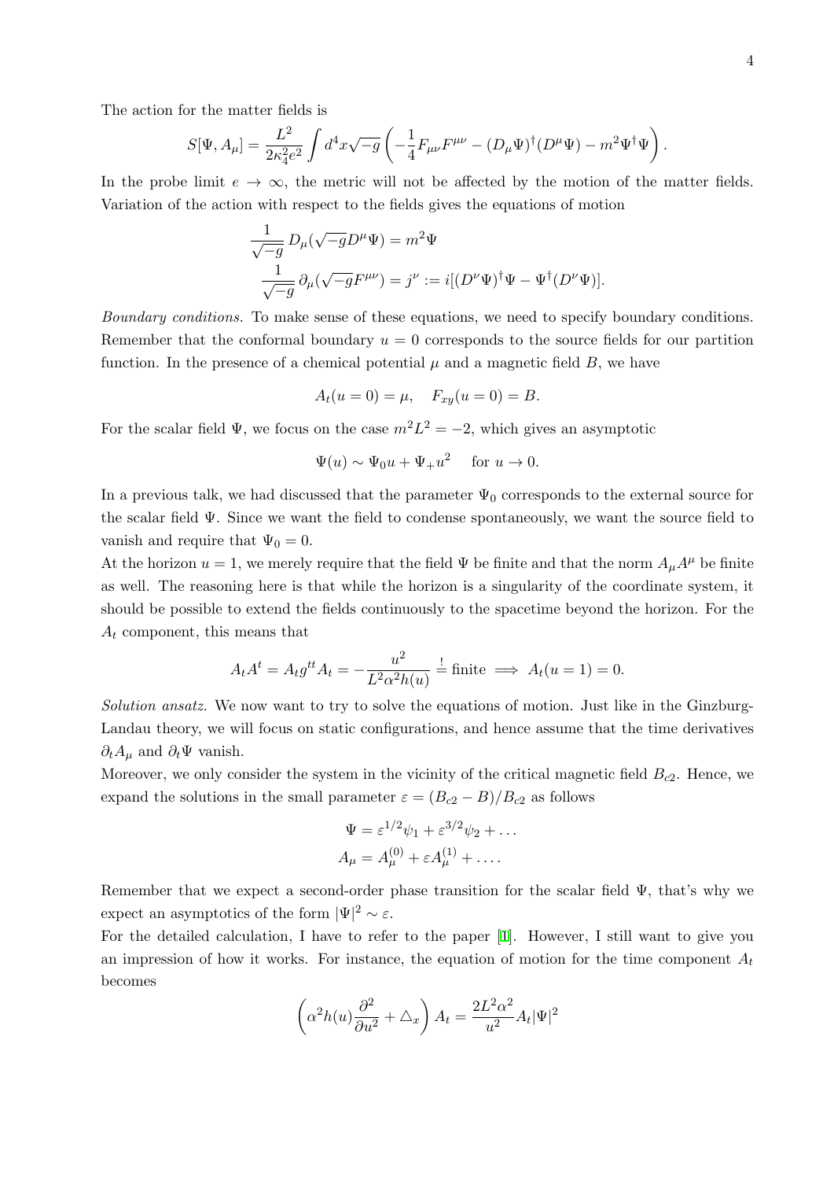The action for the matter fields is

$$S[\Psi, A_\mu] = \frac{L^2}{2\kappa_4^2 e^2} \int d^4x \sqrt{-g} \left( -\frac{1}{4} F_{\mu\nu} F^{\mu\nu} - (D_\mu \Psi)^\dagger (D^\mu \Psi) - m^2 \Psi^\dagger \Psi \right).$$

In the probe limit $e \to \infty$, the metric will not be affected by the motion of the matter fields. Variation of the action with respect to the fields gives the equations of motion

$$\begin{aligned} \frac{1}{\sqrt{-g}} D_\mu (\sqrt{-g} D^\mu \Psi) &= m^2 \Psi \\ \frac{1}{\sqrt{-g}} \partial_\mu (\sqrt{-g} F^{\mu\nu}) &= j^\nu := i[(D^\nu \Psi)^\dagger \Psi - \Psi^\dagger (D^\nu \Psi)]. \end{aligned}$$

*Boundary conditions.* To make sense of these equations, we need to specify boundary conditions. Remember that the conformal boundary $u = 0$ corresponds to the source fields for our partition function. In the presence of a chemical potential $\mu$ and a magnetic field $B$, we have

$$A_t(u = 0) = \mu, \quad F_{xy}(u = 0) = B.$$

For the scalar field $\Psi$, we focus on the case $m^2 L^2 = -2$, which gives an asymptotic

$$\Psi(u) \sim \Psi_0 u + \Psi_+ u^2 \quad \text{for } u \to 0.$$

In a previous talk, we had discussed that the parameter $\Psi_0$ corresponds to the external source for the scalar field $\Psi$. Since we want the field to condense spontaneously, we want the source field to vanish and require that $\Psi_0 = 0$.

At the horizon $u = 1$, we merely require that the field $\Psi$ be finite and that the norm $A_\mu A^\mu$ be finite as well. The reasoning here is that while the horizon is a singularity of the coordinate system, it should be possible to extend the fields continuously to the spacetime beyond the horizon. For the $A_t$ component, this means that

$$A_t A^t = A_t g^{tt} A_t = -\frac{u^2}{L^2 \alpha^2 h(u)} \overset{!}{=} \text{finite} \implies A_t(u = 1) = 0.$$

*Solution ansatz.* We now want to try to solve the equations of motion. Just like in the Ginzburg-Landau theory, we will focus on static configurations, and hence assume that the time derivatives $\partial_t A_\mu$ and $\partial_t \Psi$ vanish.

Moreover, we only consider the system in the vicinity of the critical magnetic field $B_{c2}$. Hence, we expand the solutions in the small parameter $\varepsilon = (B_{c2} - B)/B_{c2}$ as follows

$$\begin{aligned} \Psi &= \varepsilon^{1/2} \psi_1 + \varepsilon^{3/2} \psi_2 + \dots \\ A_\mu &= A_\mu^{(0)} + \varepsilon A_\mu^{(1)} + \dots . \end{aligned}$$

Remember that we expect a second-order phase transition for the scalar field $\Psi$, that's why we expect an asymptotics of the form $|\Psi|^2 \sim \varepsilon$.

For the detailed calculation, I have to refer to the paper [1]. However, I still want to give you an impression of how it works. For instance, the equation of motion for the time component $A_t$ becomes

$$\left( \alpha^2 h(u) \frac{\partial^2}{\partial u^2} + \triangle_x \right) A_t = \frac{2L^2 \alpha^2}{u^2} A_t |\Psi|^2$$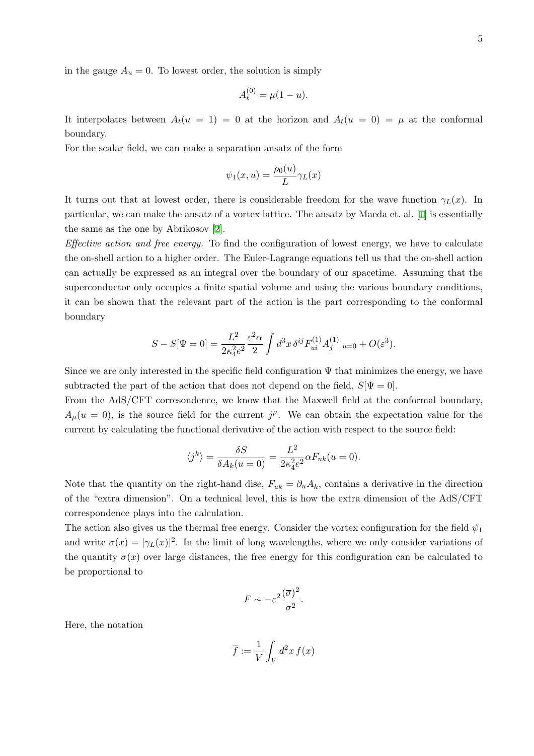in the gauge $A_u = 0$. To lowest order, the solution is simply

$$A_t^{(0)} = \mu(1-u).$$

It interpolates between $A_t(u = 1) = 0$ at the horizon and $A_t(u = 0) = \mu$ at the conformal boundary.

For the scalar field, we can make a separation ansatz of the form

$$\psi_1(x,u) = \frac{\rho_0(u)}{L}\gamma_L(x)$$

It turns out that at lowest order, there is considerable freedom for the wave function $\gamma_L(x)$. In particular, we can make the ansatz of a vortex lattice. The ansatz by Maeda et. al. [1] is essentially the same as the one by Abrikosov [2].

*Effective action and free energy.* To find the configuration of lowest energy, we have to calculate the on-shell action to a higher order. The Euler-Lagrange equations tell us that the on-shell action can actually be expressed as an integral over the boundary of our spacetime. Assuming that the superconductor only occupies a finite spatial volume and using the various boundary conditions, it can be shown that the relevant part of the action is the part corresponding to the conformal boundary

$$S - S[\Psi = 0] = \frac{L^2}{2\kappa_4^2 e^2}\frac{\varepsilon^2\alpha}{2}\int d^3x\, \delta^{ij} F_{ui}^{(1)} A_j^{(1)}|_{u=0} + O(\varepsilon^3).$$

Since we are only interested in the specific field configuration $\Psi$ that minimizes the energy, we have subtracted the part of the action that does not depend on the field, $S[\Psi = 0]$.

From the AdS/CFT corresondence, we know that the Maxwell field at the conformal boundary, $A_\mu(u = 0)$, is the source field for the current $j^\mu$. We can obtain the expectation value for the current by calculating the functional derivative of the action with respect to the source field:

$$\langle j^k \rangle = \frac{\delta S}{\delta A_k(u=0)} = \frac{L^2}{2\kappa_4^2 e^2}\alpha F_{uk}(u=0).$$

Note that the quantity on the right-hand dise, $F_{uk} = \partial_u A_k$, contains a derivative in the direction of the "extra dimension". On a technical level, this is how the extra dimension of the AdS/CFT correspondence plays into the calculation.

The action also gives us the thermal free energy. Consider the vortex configuration for the field $\psi_1$ and write $\sigma(x) = |\gamma_L(x)|^2$. In the limit of long wavelengths, where we only consider variations of the quantity $\sigma(x)$ over large distances, the free energy for this configuration can be calculated to be proportional to

$$F \sim -\varepsilon^2 \frac{(\overline{\sigma})^2}{\overline{\sigma^2}}.$$

Here, the notation

$$\overline{f} := \frac{1}{V}\int_V d^2x\, f(x)$$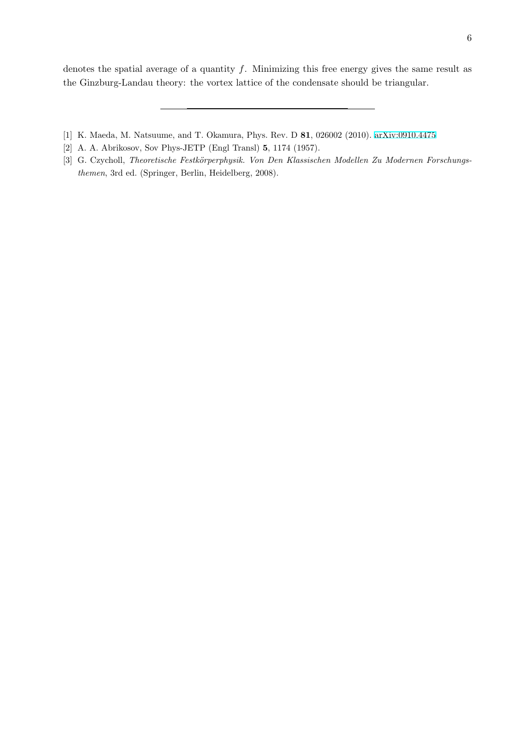denotes the spatial average of a quantity $f$. Minimizing this free energy gives the same result as the Ginzburg-Landau theory: the vortex lattice of the condensate should be triangular.

---

[1] K. Maeda, M. Natsuume, and T. Okamura, Phys. Rev. D **81**, 026002 (2010). arXiv:0910.4475

[2] A. A. Abrikosov, Sov Phys-JETP (Engl Transl) **5**, 1174 (1957).

[3] G. Czycholl, *Theoretische Festkörperphysik. Von Den Klassischen Modellen Zu Modernen Forschungsthemen*, 3rd ed. (Springer, Berlin, Heidelberg, 2008).